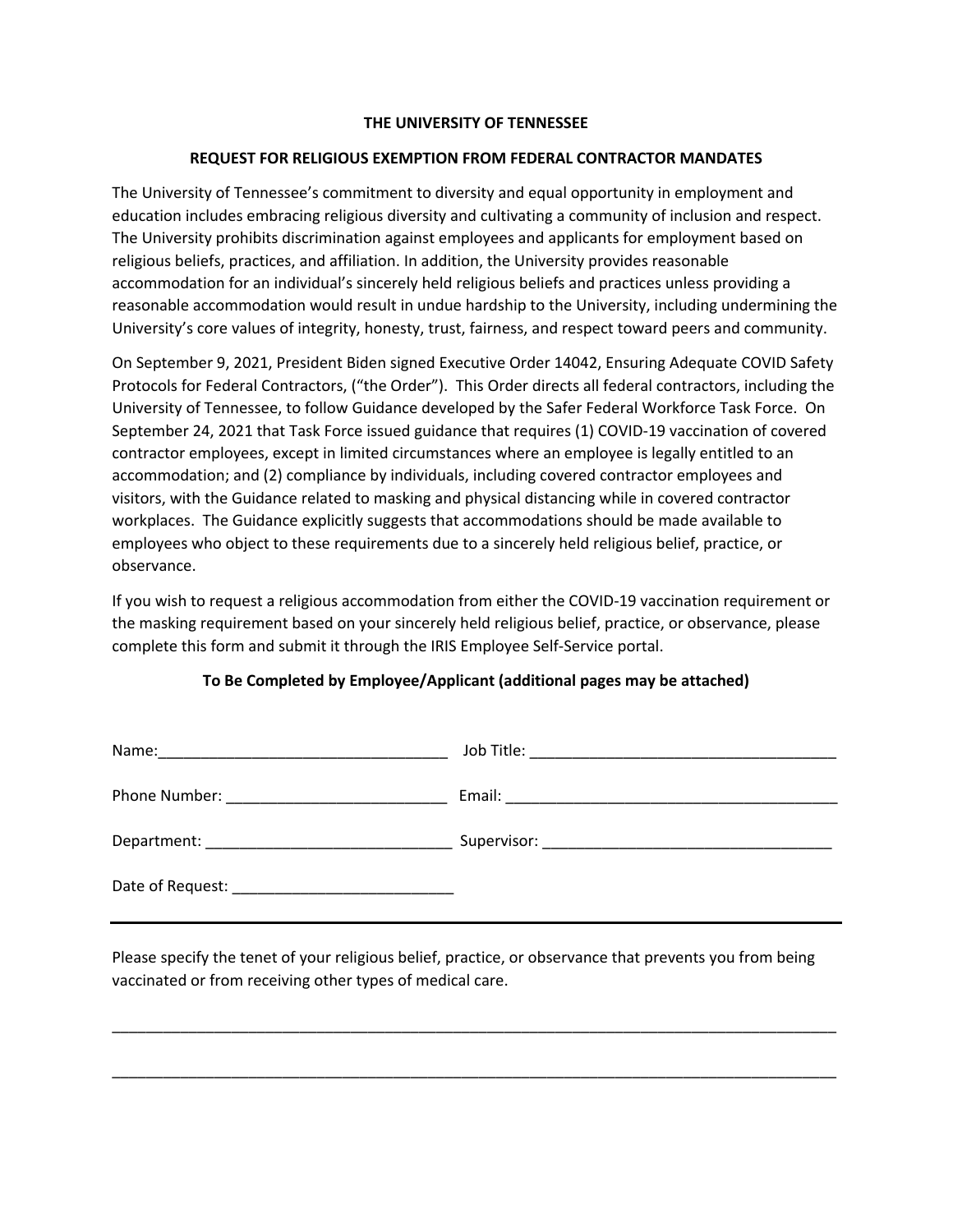**THE UNIVERSITY OF TENNESSEE**

**REQUEST FOR RELIGIOUS EXEMPTION FROM FEDERAL CONTRACTOR MANDATES**

The University of Tennessee's commitment to diversity and equal opportunity in employment and education includes embracing religious diversity and cultivating a community of inclusion and respect. The University prohibits discrimination against employees and applicants for employment based on religious beliefs, practices, and affiliation. In addition, the University provides reasonable accommodation for an individual's sincerely held religious beliefs and practices unless providing a reasonable accommodation would result in undue hardship to the University, including undermining the University's core values of integrity, honesty, trust, fairness, and respect toward peers and community.

On September 9, 2021, President Biden signed Executive Order 14042, Ensuring Adequate COVID Safety Protocols for Federal Contractors, ("the Order"). This Order directs all federal contractors, including the University of Tennessee, to follow Guidance developed by the Safer Federal Workforce Task Force. On September 24, 2021 that Task Force issued guidance that requires (1) COVID-19 vaccination of covered contractor employees, except in limited circumstances where an employee is legally entitled to an accommodation; and (2) compliance by individuals, including covered contractor employees and visitors, with the Guidance related to masking and physical distancing while in covered contractor workplaces. The Guidance explicitly suggests that accommodations should be made available to employees who object to these requirements due to a sincerely held religious belief, practice, or observance.

If you wish to request a religious accommodation from either the COVID-19 vaccination requirement or the masking requirement based on your sincerely held religious belief, practice, or observance, please complete this form and submit it through the IRIS Employee Self-Service portal.

**To Be Completed by Employee/Applicant (additional pages may be attached)**

Name:__________________________________ Job Title: ____________________________________

Phone Number: __________________________ Email: ________________________________________

Department: _____________________________ Supervisor: __________________________________

Date of Request: __________________________

---

Please specify the tenet of your religious belief, practice, or observance that prevents you from being vaccinated or from receiving other types of medical care.

_____________________________________________________________________________________

_____________________________________________________________________________________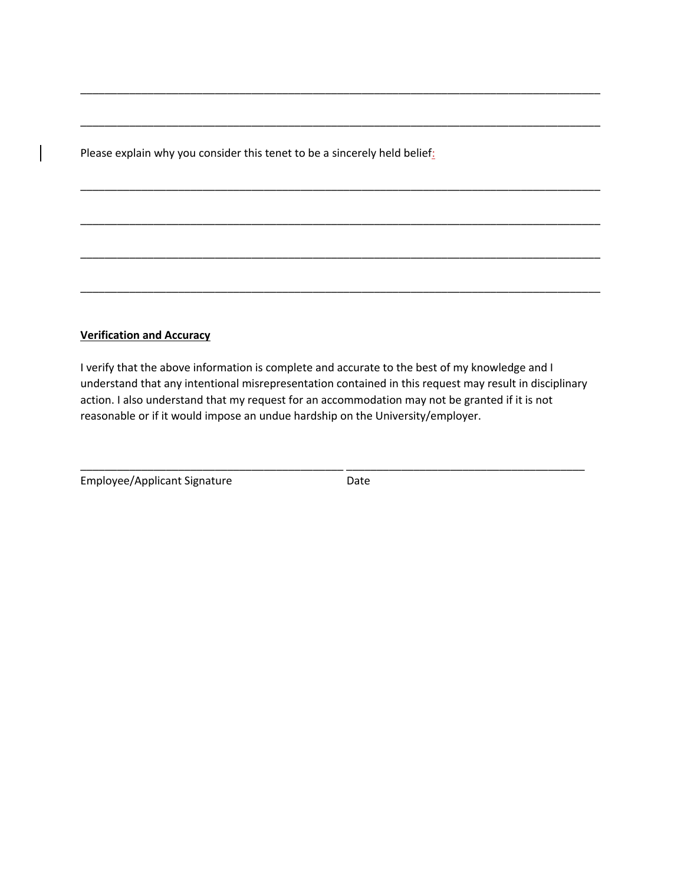\_\_\_\_\_\_\_\_\_\_\_\_\_\_\_\_\_\_\_\_\_\_\_\_\_\_\_\_\_\_\_\_\_\_\_\_\_\_\_\_\_\_\_\_\_\_\_\_\_\_\_\_\_\_\_\_\_\_\_\_\_\_\_\_\_\_\_\_\_\_\_\_\_\_\_\_\_\_\_\_\_\_\_\_

\_\_\_\_\_\_\_\_\_\_\_\_\_\_\_\_\_\_\_\_\_\_\_\_\_\_\_\_\_\_\_\_\_\_\_\_\_\_\_\_\_\_\_\_\_\_\_\_\_\_\_\_\_\_\_\_\_\_\_\_\_\_\_\_\_\_\_\_\_\_\_\_\_\_\_\_\_\_\_\_\_\_\_\_

Please explain why you consider this tenet to be a sincerely held belief:

\_\_\_\_\_\_\_\_\_\_\_\_\_\_\_\_\_\_\_\_\_\_\_\_\_\_\_\_\_\_\_\_\_\_\_\_\_\_\_\_\_\_\_\_\_\_\_\_\_\_\_\_\_\_\_\_\_\_\_\_\_\_\_\_\_\_\_\_\_\_\_\_\_\_\_\_\_\_\_\_\_\_\_\_

\_\_\_\_\_\_\_\_\_\_\_\_\_\_\_\_\_\_\_\_\_\_\_\_\_\_\_\_\_\_\_\_\_\_\_\_\_\_\_\_\_\_\_\_\_\_\_\_\_\_\_\_\_\_\_\_\_\_\_\_\_\_\_\_\_\_\_\_\_\_\_\_\_\_\_\_\_\_\_\_\_\_\_\_

\_\_\_\_\_\_\_\_\_\_\_\_\_\_\_\_\_\_\_\_\_\_\_\_\_\_\_\_\_\_\_\_\_\_\_\_\_\_\_\_\_\_\_\_\_\_\_\_\_\_\_\_\_\_\_\_\_\_\_\_\_\_\_\_\_\_\_\_\_\_\_\_\_\_\_\_\_\_\_\_\_\_\_\_

\_\_\_\_\_\_\_\_\_\_\_\_\_\_\_\_\_\_\_\_\_\_\_\_\_\_\_\_\_\_\_\_\_\_\_\_\_\_\_\_\_\_\_\_\_\_\_\_\_\_\_\_\_\_\_\_\_\_\_\_\_\_\_\_\_\_\_\_\_\_\_\_\_\_\_\_\_\_\_\_\_\_\_\_

**Verification and Accuracy**

I verify that the above information is complete and accurate to the best of my knowledge and I understand that any intentional misrepresentation contained in this request may result in disciplinary action. I also understand that my request for an accommodation may not be granted if it is not reasonable or if it would impose an undue hardship on the University/employer.

\_\_\_\_\_\_\_\_\_\_\_\_\_\_\_\_\_\_\_\_\_\_\_\_\_\_\_\_\_\_\_\_\_\_\_\_\_\_\_\_\_\_ \_\_\_\_\_\_\_\_\_\_\_\_\_\_\_\_\_\_\_\_\_\_\_\_\_\_\_\_\_\_\_\_\_\_\_\_\_\_\_

Employee/Applicant Signature                                   Date